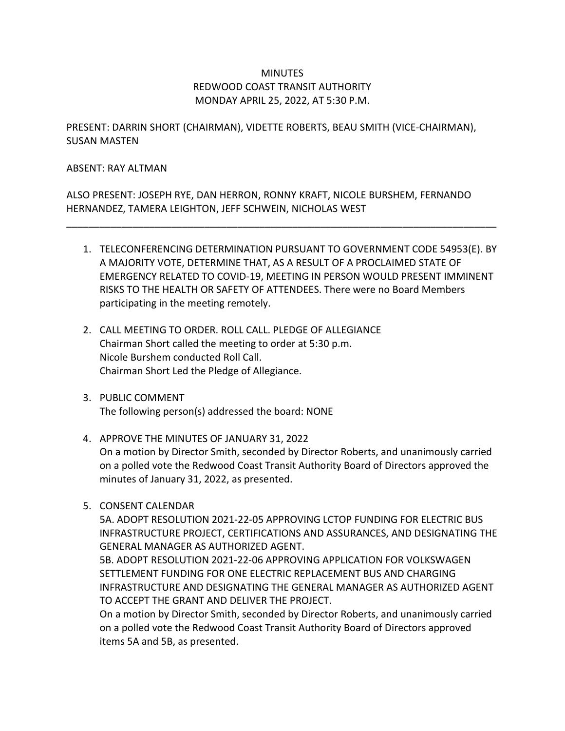# MINUTES
## REDWOOD COAST TRANSIT AUTHORITY
## MONDAY APRIL 25, 2022, AT 5:30 P.M.

PRESENT: DARRIN SHORT (CHAIRMAN), VIDETTE ROBERTS, BEAU SMITH (VICE-CHAIRMAN), SUSAN MASTEN

ABSENT: RAY ALTMAN

ALSO PRESENT: JOSEPH RYE, DAN HERRON, RONNY KRAFT, NICOLE BURSHEM, FERNANDO HERNANDEZ, TAMERA LEIGHTON, JEFF SCHWEIN, NICHOLAS WEST

---

1. TELECONFERENCING DETERMINATION PURSUANT TO GOVERNMENT CODE 54953(E). BY A MAJORITY VOTE, DETERMINE THAT, AS A RESULT OF A PROCLAIMED STATE OF EMERGENCY RELATED TO COVID-19, MEETING IN PERSON WOULD PRESENT IMMINENT RISKS TO THE HEALTH OR SAFETY OF ATTENDEES. There were no Board Members participating in the meeting remotely.

2. CALL MEETING TO ORDER. ROLL CALL. PLEDGE OF ALLEGIANCE
   Chairman Short called the meeting to order at 5:30 p.m.
   Nicole Burshem conducted Roll Call.
   Chairman Short Led the Pledge of Allegiance.

3. PUBLIC COMMENT
   The following person(s) addressed the board: NONE

4. APPROVE THE MINUTES OF JANUARY 31, 2022
   On a motion by Director Smith, seconded by Director Roberts, and unanimously carried on a polled vote the Redwood Coast Transit Authority Board of Directors approved the minutes of January 31, 2022, as presented.

5. CONSENT CALENDAR
   5A. ADOPT RESOLUTION 2021-22-05 APPROVING LCTOP FUNDING FOR ELECTRIC BUS INFRASTRUCTURE PROJECT, CERTIFICATIONS AND ASSURANCES, AND DESIGNATING THE GENERAL MANAGER AS AUTHORIZED AGENT.
   5B. ADOPT RESOLUTION 2021-22-06 APPROVING APPLICATION FOR VOLKSWAGEN SETTLEMENT FUNDING FOR ONE ELECTRIC REPLACEMENT BUS AND CHARGING INFRASTRUCTURE AND DESIGNATING THE GENERAL MANAGER AS AUTHORIZED AGENT TO ACCEPT THE GRANT AND DELIVER THE PROJECT.
   On a motion by Director Smith, seconded by Director Roberts, and unanimously carried on a polled vote the Redwood Coast Transit Authority Board of Directors approved items 5A and 5B, as presented.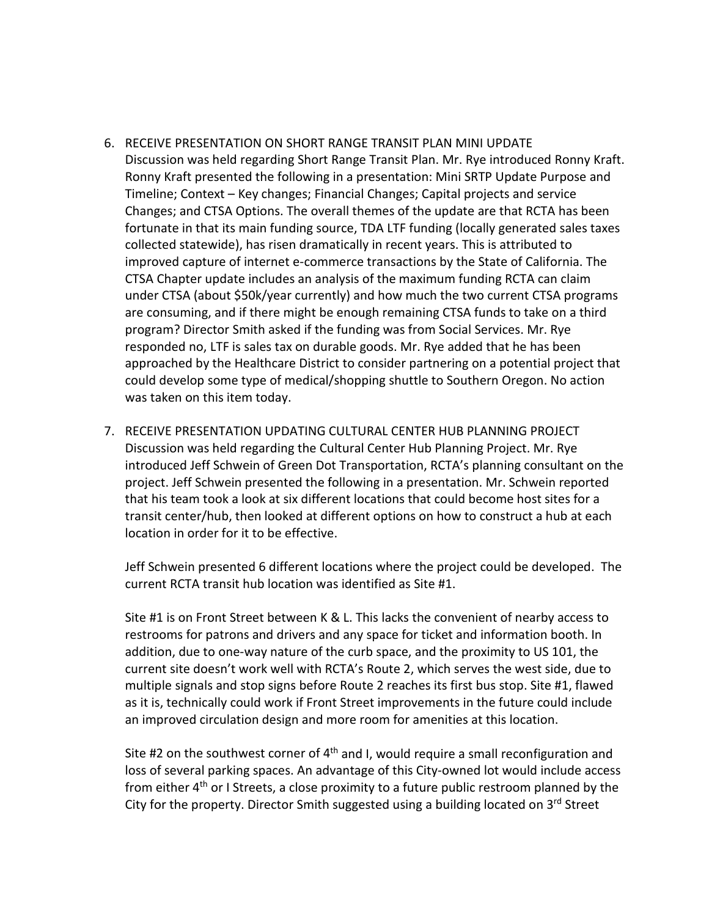6. RECEIVE PRESENTATION ON SHORT RANGE TRANSIT PLAN MINI UPDATE
   Discussion was held regarding Short Range Transit Plan. Mr. Rye introduced Ronny Kraft. Ronny Kraft presented the following in a presentation: Mini SRTP Update Purpose and Timeline; Context – Key changes; Financial Changes; Capital projects and service Changes; and CTSA Options. The overall themes of the update are that RCTA has been fortunate in that its main funding source, TDA LTF funding (locally generated sales taxes collected statewide), has risen dramatically in recent years. This is attributed to improved capture of internet e-commerce transactions by the State of California. The CTSA Chapter update includes an analysis of the maximum funding RCTA can claim under CTSA (about $50k/year currently) and how much the two current CTSA programs are consuming, and if there might be enough remaining CTSA funds to take on a third program? Director Smith asked if the funding was from Social Services. Mr. Rye responded no, LTF is sales tax on durable goods. Mr. Rye added that he has been approached by the Healthcare District to consider partnering on a potential project that could develop some type of medical/shopping shuttle to Southern Oregon. No action was taken on this item today.

7. RECEIVE PRESENTATION UPDATING CULTURAL CENTER HUB PLANNING PROJECT
   Discussion was held regarding the Cultural Center Hub Planning Project. Mr. Rye introduced Jeff Schwein of Green Dot Transportation, RCTA's planning consultant on the project. Jeff Schwein presented the following in a presentation. Mr. Schwein reported that his team took a look at six different locations that could become host sites for a transit center/hub, then looked at different options on how to construct a hub at each location in order for it to be effective.

   Jeff Schwein presented 6 different locations where the project could be developed. The current RCTA transit hub location was identified as Site #1.

   Site #1 is on Front Street between K & L. This lacks the convenient of nearby access to restrooms for patrons and drivers and any space for ticket and information booth. In addition, due to one-way nature of the curb space, and the proximity to US 101, the current site doesn't work well with RCTA's Route 2, which serves the west side, due to multiple signals and stop signs before Route 2 reaches its first bus stop. Site #1, flawed as it is, technically could work if Front Street improvements in the future could include an improved circulation design and more room for amenities at this location.

   Site #2 on the southwest corner of 4th and I, would require a small reconfiguration and loss of several parking spaces. An advantage of this City-owned lot would include access from either 4th or I Streets, a close proximity to a future public restroom planned by the City for the property. Director Smith suggested using a building located on 3rd Street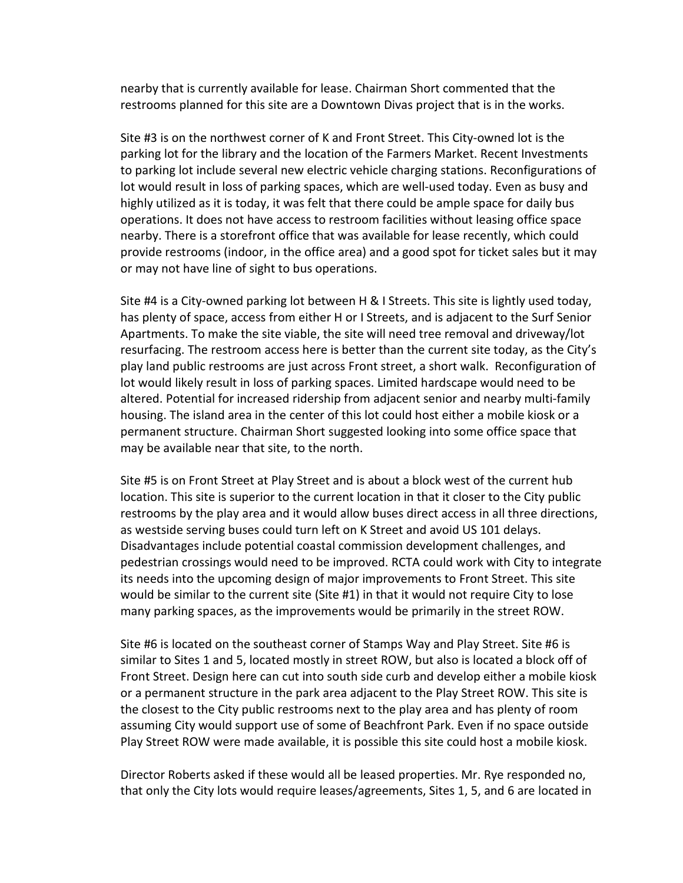nearby that is currently available for lease. Chairman Short commented that the restrooms planned for this site are a Downtown Divas project that is in the works.

Site #3 is on the northwest corner of K and Front Street. This City-owned lot is the parking lot for the library and the location of the Farmers Market. Recent Investments to parking lot include several new electric vehicle charging stations. Reconfigurations of lot would result in loss of parking spaces, which are well-used today. Even as busy and highly utilized as it is today, it was felt that there could be ample space for daily bus operations. It does not have access to restroom facilities without leasing office space nearby. There is a storefront office that was available for lease recently, which could provide restrooms (indoor, in the office area) and a good spot for ticket sales but it may or may not have line of sight to bus operations.

Site #4 is a City-owned parking lot between H & I Streets. This site is lightly used today, has plenty of space, access from either H or I Streets, and is adjacent to the Surf Senior Apartments. To make the site viable, the site will need tree removal and driveway/lot resurfacing. The restroom access here is better than the current site today, as the City's play land public restrooms are just across Front street, a short walk. Reconfiguration of lot would likely result in loss of parking spaces. Limited hardscape would need to be altered. Potential for increased ridership from adjacent senior and nearby multi-family housing. The island area in the center of this lot could host either a mobile kiosk or a permanent structure. Chairman Short suggested looking into some office space that may be available near that site, to the north.

Site #5 is on Front Street at Play Street and is about a block west of the current hub location. This site is superior to the current location in that it closer to the City public restrooms by the play area and it would allow buses direct access in all three directions, as westside serving buses could turn left on K Street and avoid US 101 delays. Disadvantages include potential coastal commission development challenges, and pedestrian crossings would need to be improved. RCTA could work with City to integrate its needs into the upcoming design of major improvements to Front Street. This site would be similar to the current site (Site #1) in that it would not require City to lose many parking spaces, as the improvements would be primarily in the street ROW.

Site #6 is located on the southeast corner of Stamps Way and Play Street. Site #6 is similar to Sites 1 and 5, located mostly in street ROW, but also is located a block off of Front Street. Design here can cut into south side curb and develop either a mobile kiosk or a permanent structure in the park area adjacent to the Play Street ROW. This site is the closest to the City public restrooms next to the play area and has plenty of room assuming City would support use of some of Beachfront Park. Even if no space outside Play Street ROW were made available, it is possible this site could host a mobile kiosk.

Director Roberts asked if these would all be leased properties. Mr. Rye responded no, that only the City lots would require leases/agreements, Sites 1, 5, and 6 are located in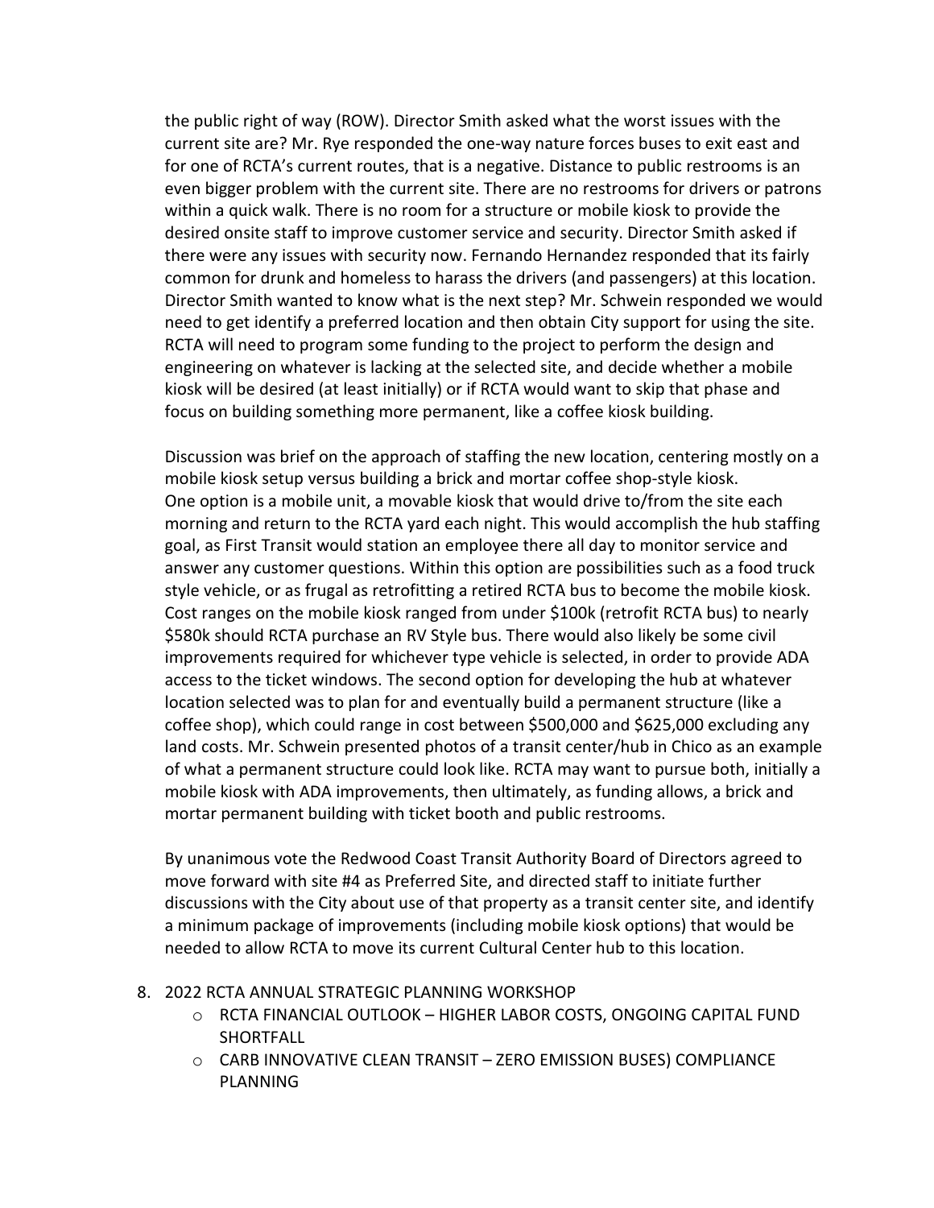the public right of way (ROW). Director Smith asked what the worst issues with the current site are? Mr. Rye responded the one-way nature forces buses to exit east and for one of RCTA's current routes, that is a negative. Distance to public restrooms is an even bigger problem with the current site. There are no restrooms for drivers or patrons within a quick walk. There is no room for a structure or mobile kiosk to provide the desired onsite staff to improve customer service and security. Director Smith asked if there were any issues with security now. Fernando Hernandez responded that its fairly common for drunk and homeless to harass the drivers (and passengers) at this location. Director Smith wanted to know what is the next step? Mr. Schwein responded we would need to get identify a preferred location and then obtain City support for using the site. RCTA will need to program some funding to the project to perform the design and engineering on whatever is lacking at the selected site, and decide whether a mobile kiosk will be desired (at least initially) or if RCTA would want to skip that phase and focus on building something more permanent, like a coffee kiosk building.

Discussion was brief on the approach of staffing the new location, centering mostly on a mobile kiosk setup versus building a brick and mortar coffee shop-style kiosk. One option is a mobile unit, a movable kiosk that would drive to/from the site each morning and return to the RCTA yard each night. This would accomplish the hub staffing goal, as First Transit would station an employee there all day to monitor service and answer any customer questions. Within this option are possibilities such as a food truck style vehicle, or as frugal as retrofitting a retired RCTA bus to become the mobile kiosk. Cost ranges on the mobile kiosk ranged from under $100k (retrofit RCTA bus) to nearly $580k should RCTA purchase an RV Style bus. There would also likely be some civil improvements required for whichever type vehicle is selected, in order to provide ADA access to the ticket windows. The second option for developing the hub at whatever location selected was to plan for and eventually build a permanent structure (like a coffee shop), which could range in cost between $500,000 and $625,000 excluding any land costs. Mr. Schwein presented photos of a transit center/hub in Chico as an example of what a permanent structure could look like. RCTA may want to pursue both, initially a mobile kiosk with ADA improvements, then ultimately, as funding allows, a brick and mortar permanent building with ticket booth and public restrooms.

By unanimous vote the Redwood Coast Transit Authority Board of Directors agreed to move forward with site #4 as Preferred Site, and directed staff to initiate further discussions with the City about use of that property as a transit center site, and identify a minimum package of improvements (including mobile kiosk options) that would be needed to allow RCTA to move its current Cultural Center hub to this location.

8. 2022 RCTA ANNUAL STRATEGIC PLANNING WORKSHOP
   - RCTA FINANCIAL OUTLOOK – HIGHER LABOR COSTS, ONGOING CAPITAL FUND SHORTFALL
   - CARB INNOVATIVE CLEAN TRANSIT – ZERO EMISSION BUSES) COMPLIANCE PLANNING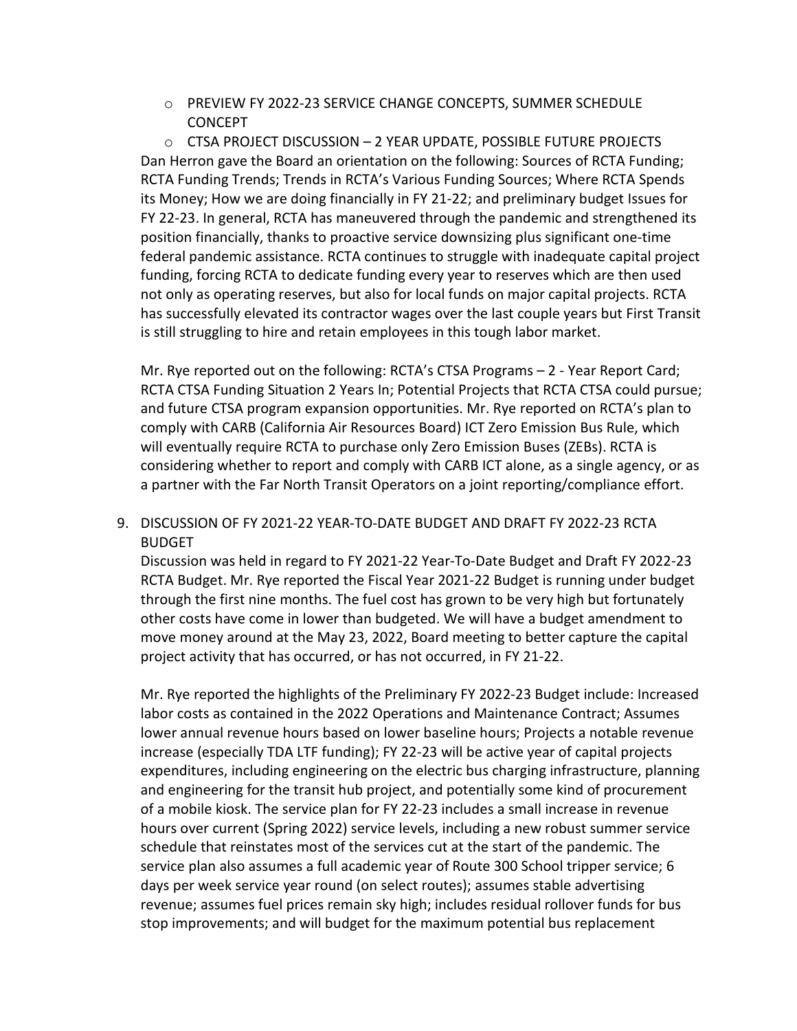- PREVIEW FY 2022-23 SERVICE CHANGE CONCEPTS, SUMMER SCHEDULE CONCEPT
- CTSA PROJECT DISCUSSION – 2 YEAR UPDATE, POSSIBLE FUTURE PROJECTS

Dan Herron gave the Board an orientation on the following: Sources of RCTA Funding; RCTA Funding Trends; Trends in RCTA's Various Funding Sources; Where RCTA Spends its Money; How we are doing financially in FY 21-22; and preliminary budget Issues for FY 22-23. In general, RCTA has maneuvered through the pandemic and strengthened its position financially, thanks to proactive service downsizing plus significant one-time federal pandemic assistance. RCTA continues to struggle with inadequate capital project funding, forcing RCTA to dedicate funding every year to reserves which are then used not only as operating reserves, but also for local funds on major capital projects. RCTA has successfully elevated its contractor wages over the last couple years but First Transit is still struggling to hire and retain employees in this tough labor market.

Mr. Rye reported out on the following: RCTA's CTSA Programs – 2 - Year Report Card; RCTA CTSA Funding Situation 2 Years In; Potential Projects that RCTA CTSA could pursue; and future CTSA program expansion opportunities. Mr. Rye reported on RCTA's plan to comply with CARB (California Air Resources Board) ICT Zero Emission Bus Rule, which will eventually require RCTA to purchase only Zero Emission Buses (ZEBs). RCTA is considering whether to report and comply with CARB ICT alone, as a single agency, or as a partner with the Far North Transit Operators on a joint reporting/compliance effort.

9. DISCUSSION OF FY 2021-22 YEAR-TO-DATE BUDGET AND DRAFT FY 2022-23 RCTA BUDGET

Discussion was held in regard to FY 2021-22 Year-To-Date Budget and Draft FY 2022-23 RCTA Budget. Mr. Rye reported the Fiscal Year 2021-22 Budget is running under budget through the first nine months. The fuel cost has grown to be very high but fortunately other costs have come in lower than budgeted. We will have a budget amendment to move money around at the May 23, 2022, Board meeting to better capture the capital project activity that has occurred, or has not occurred, in FY 21-22.

Mr. Rye reported the highlights of the Preliminary FY 2022-23 Budget include: Increased labor costs as contained in the 2022 Operations and Maintenance Contract; Assumes lower annual revenue hours based on lower baseline hours; Projects a notable revenue increase (especially TDA LTF funding); FY 22-23 will be active year of capital projects expenditures, including engineering on the electric bus charging infrastructure, planning and engineering for the transit hub project, and potentially some kind of procurement of a mobile kiosk. The service plan for FY 22-23 includes a small increase in revenue hours over current (Spring 2022) service levels, including a new robust summer service schedule that reinstates most of the services cut at the start of the pandemic. The service plan also assumes a full academic year of Route 300 School tripper service; 6 days per week service year round (on select routes); assumes stable advertising revenue; assumes fuel prices remain sky high; includes residual rollover funds for bus stop improvements; and will budget for the maximum potential bus replacement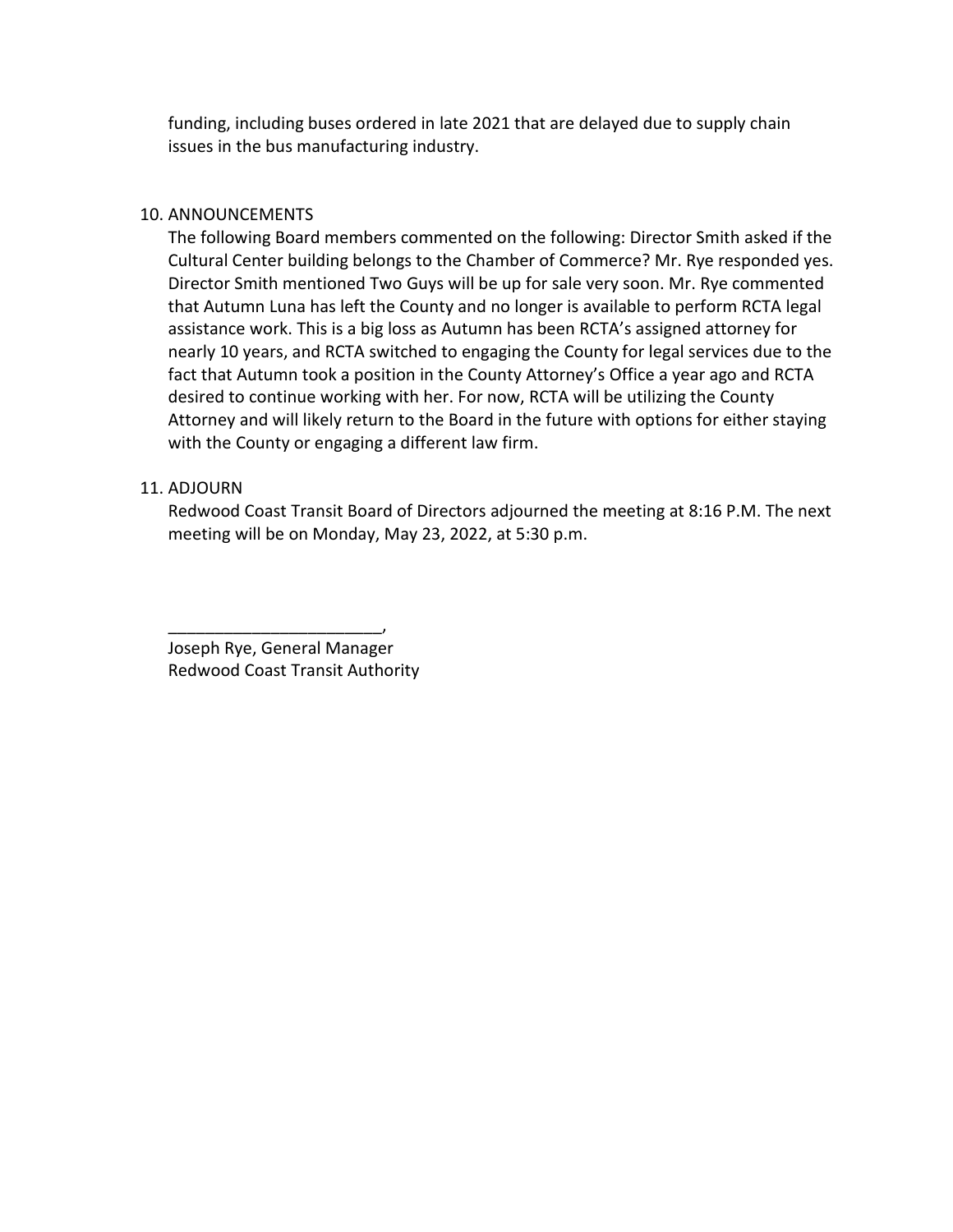funding, including buses ordered in late 2021 that are delayed due to supply chain issues in the bus manufacturing industry.

10. ANNOUNCEMENTS

    The following Board members commented on the following: Director Smith asked if the Cultural Center building belongs to the Chamber of Commerce? Mr. Rye responded yes. Director Smith mentioned Two Guys will be up for sale very soon. Mr. Rye commented that Autumn Luna has left the County and no longer is available to perform RCTA legal assistance work. This is a big loss as Autumn has been RCTA's assigned attorney for nearly 10 years, and RCTA switched to engaging the County for legal services due to the fact that Autumn took a position in the County Attorney's Office a year ago and RCTA desired to continue working with her. For now, RCTA will be utilizing the County Attorney and will likely return to the Board in the future with options for either staying with the County or engaging a different law firm.

11. ADJOURN

    Redwood Coast Transit Board of Directors adjourned the meeting at 8:16 P.M. The next meeting will be on Monday, May 23, 2022, at 5:30 p.m.

_______________________,

Joseph Rye, General Manager
Redwood Coast Transit Authority